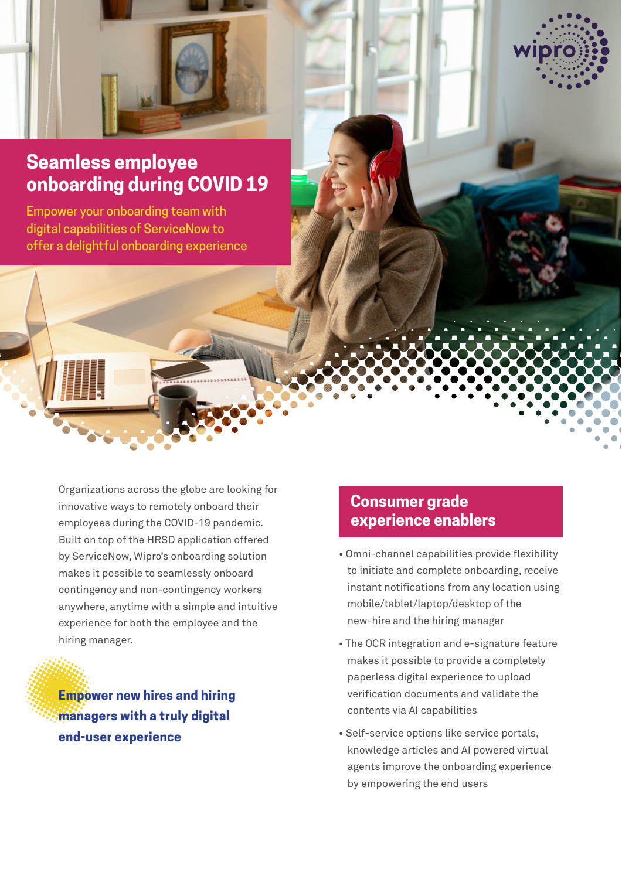# Seamless employee onboarding during COVID 19

Empower your onboarding team with digital capabilities of ServiceNow to offer a delightful onboarding experience

Organizations across the globe are looking for innovative ways to remotely onboard their employees during the COVID-19 pandemic. Built on top of the HRSD application offered by ServiceNow, Wipro's onboarding solution makes it possible to seamlessly onboard contingency and non-contingency workers anywhere, anytime with a simple and intuitive experience for both the employee and the hiring manager.

**Empower new hires and hiring managers with a truly digital end-user experience**

## Consumer grade experience enablers

- Omni-channel capabilities provide flexibility to initiate and complete onboarding, receive instant notifications from any location using mobile/tablet/laptop/desktop of the new-hire and the hiring manager
- The OCR integration and e-signature feature makes it possible to provide a completely paperless digital experience to upload verification documents and validate the contents via AI capabilities
- Self-service options like service portals, knowledge articles and AI powered virtual agents improve the onboarding experience by empowering the end users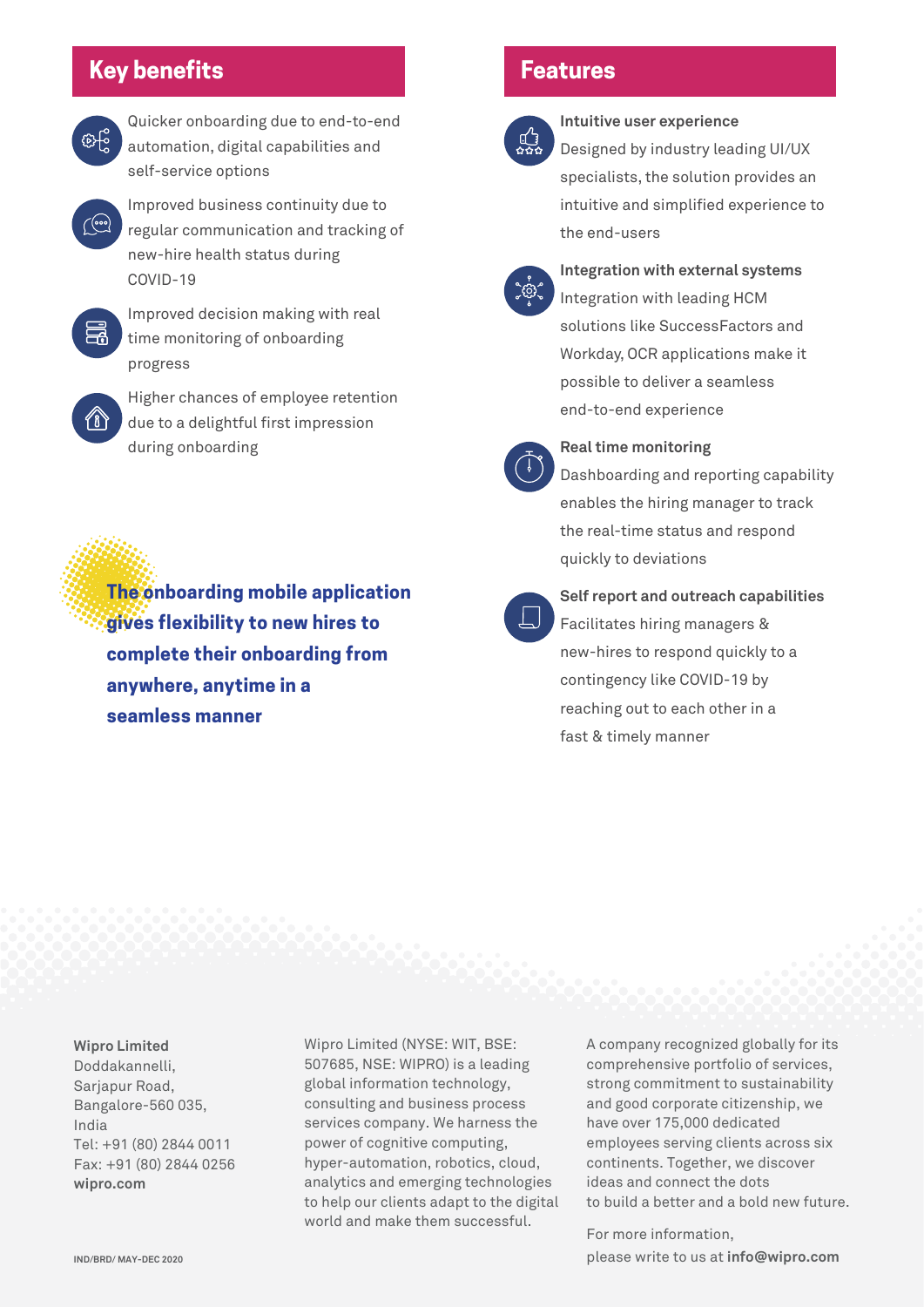## Key benefits

- Quicker onboarding due to end-to-end automation, digital capabilities and self-service options
- Improved business continuity due to regular communication and tracking of new-hire health status during COVID-19
- Improved decision making with real time monitoring of onboarding progress
- Higher chances of employee retention due to a delightful first impression during onboarding

**The onboarding mobile application gives flexibility to new hires to complete their onboarding from anywhere, anytime in a seamless manner**

## Features

**Intuitive user experience**
Designed by industry leading UI/UX specialists, the solution provides an intuitive and simplified experience to the end-users

**Integration with external systems**
Integration with leading HCM solutions like SuccessFactors and Workday, OCR applications make it possible to deliver a seamless end-to-end experience

**Real time monitoring**
Dashboarding and reporting capability enables the hiring manager to track the real-time status and respond quickly to deviations

**Self report and outreach capabilities**
Facilitates hiring managers & new-hires to respond quickly to a contingency like COVID-19 by reaching out to each other in a fast & timely manner

**Wipro Limited**
Doddakannelli,
Sarjapur Road,
Bangalore-560 035,
India
Tel: +91 (80) 2844 0011
Fax: +91 (80) 2844 0256
**wipro.com**

Wipro Limited (NYSE: WIT, BSE: 507685, NSE: WIPRO) is a leading global information technology, consulting and business process services company. We harness the power of cognitive computing, hyper-automation, robotics, cloud, analytics and emerging technologies to help our clients adapt to the digital world and make them successful.

A company recognized globally for its comprehensive portfolio of services, strong commitment to sustainability and good corporate citizenship, we have over 175,000 dedicated employees serving clients across six continents. Together, we discover ideas and connect the dots to build a better and a bold new future.

For more information,
please write to us at **info@wipro.com**

IND/BRD/ MAY-DEC 2020